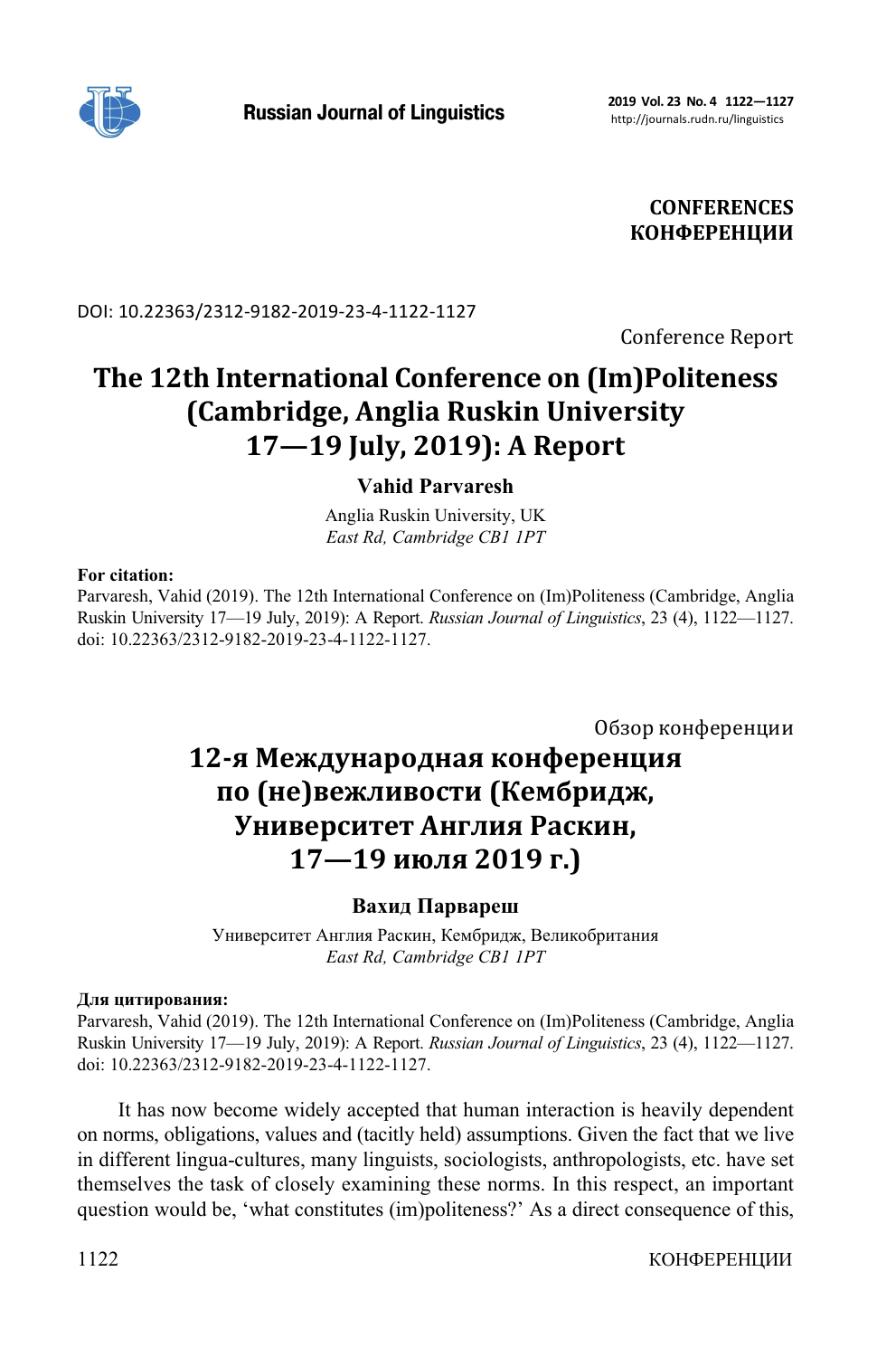**CONFERENCES**
**КОНФЕРЕНЦИИ**

DOI: 10.22363/2312-9182-2019-23-4-1122-1127

Conference Report

# The 12th International Conference on (Im)Politeness (Cambridge, Anglia Ruskin University 17—19 July, 2019): A Report

**Vahid Parvaresh**

Anglia Ruskin University, UK
*East Rd, Cambridge CB1 1PT*

**For citation:**
Parvaresh, Vahid (2019). The 12th International Conference on (Im)Politeness (Cambridge, Anglia Ruskin University 17—19 July, 2019): A Report. *Russian Journal of Linguistics*, 23 (4), 1122—1127. doi: 10.22363/2312-9182-2019-23-4-1122-1127.

Обзор конференции

# 12-я Международная конференция по (не)вежливости (Кембридж, Университет Англия Раскин, 17—19 июля 2019 г.)

**Вахид Парвареш**

Университет Англия Раскин, Кембридж, Великобритания
*East Rd, Cambridge CB1 1PT*

**Для цитирования:**
Parvaresh, Vahid (2019). The 12th International Conference on (Im)Politeness (Cambridge, Anglia Ruskin University 17—19 July, 2019): A Report. *Russian Journal of Linguistics*, 23 (4), 1122—1127. doi: 10.22363/2312-9182-2019-23-4-1122-1127.

It has now become widely accepted that human interaction is heavily dependent on norms, obligations, values and (tacitly held) assumptions. Given the fact that we live in different lingua-cultures, many linguists, sociologists, anthropologists, etc. have set themselves the task of closely examining these norms. In this respect, an important question would be, 'what constitutes (im)politeness?' As a direct consequence of this,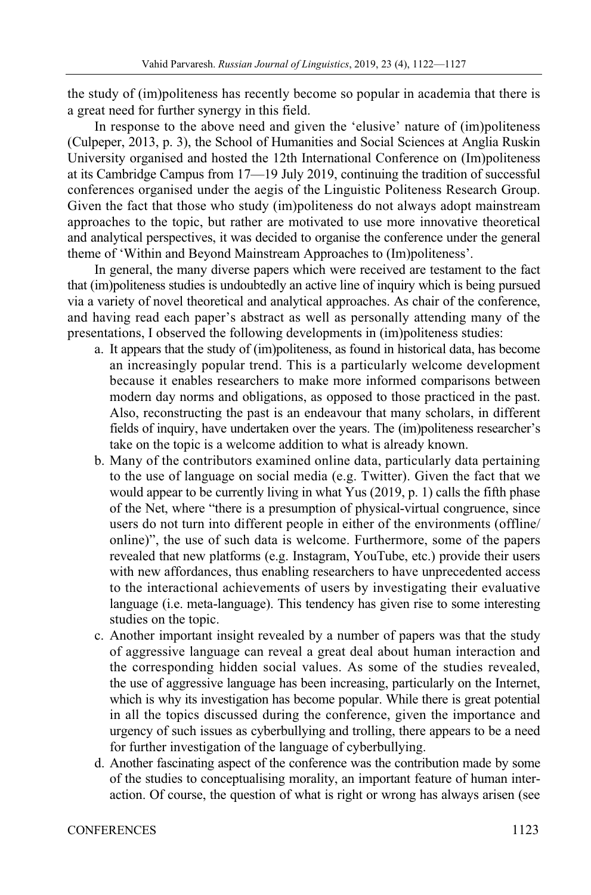the study of (im)politeness has recently become so popular in academia that there is a great need for further synergy in this field.

In response to the above need and given the 'elusive' nature of (im)politeness (Culpeper, 2013, p. 3), the School of Humanities and Social Sciences at Anglia Ruskin University organised and hosted the 12th International Conference on (Im)politeness at its Cambridge Campus from 17—19 July 2019, continuing the tradition of successful conferences organised under the aegis of the Linguistic Politeness Research Group. Given the fact that those who study (im)politeness do not always adopt mainstream approaches to the topic, but rather are motivated to use more innovative theoretical and analytical perspectives, it was decided to organise the conference under the general theme of 'Within and Beyond Mainstream Approaches to (Im)politeness'.

In general, the many diverse papers which were received are testament to the fact that (im)politeness studies is undoubtedly an active line of inquiry which is being pursued via a variety of novel theoretical and analytical approaches. As chair of the conference, and having read each paper's abstract as well as personally attending many of the presentations, I observed the following developments in (im)politeness studies:

a. It appears that the study of (im)politeness, as found in historical data, has become an increasingly popular trend. This is a particularly welcome development because it enables researchers to make more informed comparisons between modern day norms and obligations, as opposed to those practiced in the past. Also, reconstructing the past is an endeavour that many scholars, in different fields of inquiry, have undertaken over the years. The (im)politeness researcher's take on the topic is a welcome addition to what is already known.
b. Many of the contributors examined online data, particularly data pertaining to the use of language on social media (e.g. Twitter). Given the fact that we would appear to be currently living in what Yus (2019, p. 1) calls the fifth phase of the Net, where "there is a presumption of physical-virtual congruence, since users do not turn into different people in either of the environments (offline/online)", the use of such data is welcome. Furthermore, some of the papers revealed that new platforms (e.g. Instagram, YouTube, etc.) provide their users with new affordances, thus enabling researchers to have unprecedented access to the interactional achievements of users by investigating their evaluative language (i.e. meta-language). This tendency has given rise to some interesting studies on the topic.
c. Another important insight revealed by a number of papers was that the study of aggressive language can reveal a great deal about human interaction and the corresponding hidden social values. As some of the studies revealed, the use of aggressive language has been increasing, particularly on the Internet, which is why its investigation has become popular. While there is great potential in all the topics discussed during the conference, given the importance and urgency of such issues as cyberbullying and trolling, there appears to be a need for further investigation of the language of cyberbullying.
d. Another fascinating aspect of the conference was the contribution made by some of the studies to conceptualising morality, an important feature of human interaction. Of course, the question of what is right or wrong has always arisen (see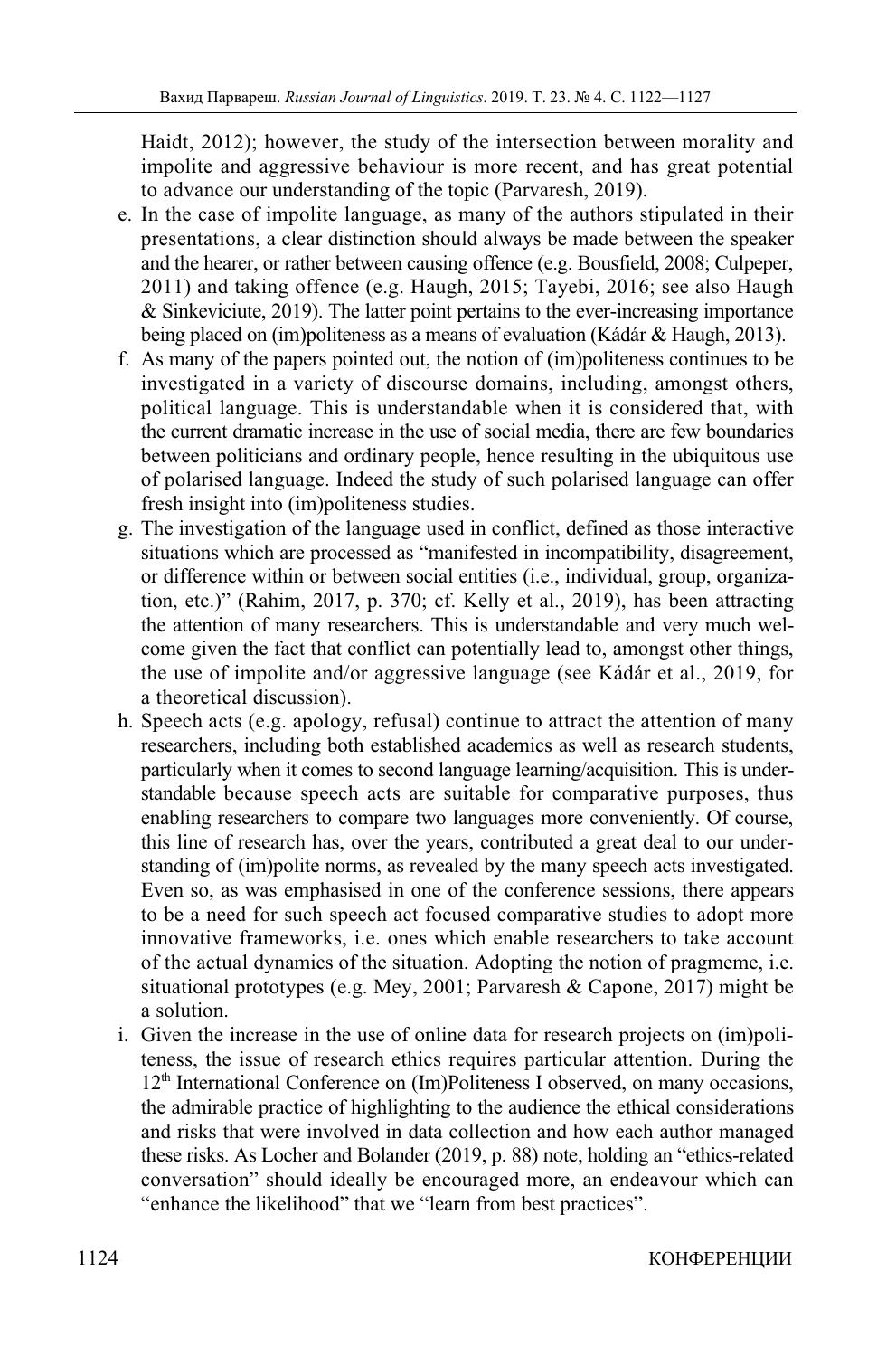Haidt, 2012); however, the study of the intersection between morality and impolite and aggressive behaviour is more recent, and has great potential to advance our understanding of the topic (Parvaresh, 2019).

e. In the case of impolite language, as many of the authors stipulated in their presentations, a clear distinction should always be made between the speaker and the hearer, or rather between causing offence (e.g. Bousfield, 2008; Culpeper, 2011) and taking offence (e.g. Haugh, 2015; Tayebi, 2016; see also Haugh & Sinkeviciute, 2019). The latter point pertains to the ever-increasing importance being placed on (im)politeness as a means of evaluation (Kádár & Haugh, 2013).

f. As many of the papers pointed out, the notion of (im)politeness continues to be investigated in a variety of discourse domains, including, amongst others, political language. This is understandable when it is considered that, with the current dramatic increase in the use of social media, there are few boundaries between politicians and ordinary people, hence resulting in the ubiquitous use of polarised language. Indeed the study of such polarised language can offer fresh insight into (im)politeness studies.

g. The investigation of the language used in conflict, defined as those interactive situations which are processed as "manifested in incompatibility, disagreement, or difference within or between social entities (i.e., individual, group, organization, etc.)" (Rahim, 2017, p. 370; cf. Kelly et al., 2019), has been attracting the attention of many researchers. This is understandable and very much welcome given the fact that conflict can potentially lead to, amongst other things, the use of impolite and/or aggressive language (see Kádár et al., 2019, for a theoretical discussion).

h. Speech acts (e.g. apology, refusal) continue to attract the attention of many researchers, including both established academics as well as research students, particularly when it comes to second language learning/acquisition. This is understandable because speech acts are suitable for comparative purposes, thus enabling researchers to compare two languages more conveniently. Of course, this line of research has, over the years, contributed a great deal to our understanding of (im)polite norms, as revealed by the many speech acts investigated. Even so, as was emphasised in one of the conference sessions, there appears to be a need for such speech act focused comparative studies to adopt more innovative frameworks, i.e. ones which enable researchers to take account of the actual dynamics of the situation. Adopting the notion of pragmeme, i.e. situational prototypes (e.g. Mey, 2001; Parvaresh & Capone, 2017) might be a solution.

i. Given the increase in the use of online data for research projects on (im)politeness, the issue of research ethics requires particular attention. During the 12th International Conference on (Im)Politeness I observed, on many occasions, the admirable practice of highlighting to the audience the ethical considerations and risks that were involved in data collection and how each author managed these risks. As Locher and Bolander (2019, p. 88) note, holding an "ethics-related conversation" should ideally be encouraged more, an endeavour which can "enhance the likelihood" that we "learn from best practices".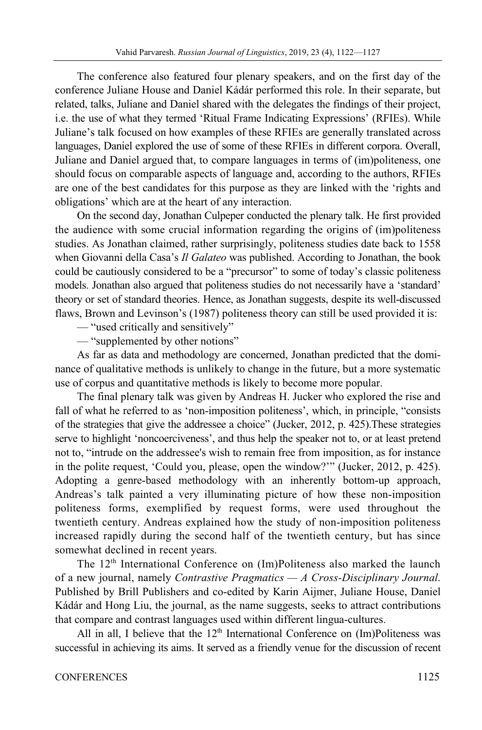The conference also featured four plenary speakers, and on the first day of the conference Juliane House and Daniel Kádár performed this role. In their separate, but related, talks, Juliane and Daniel shared with the delegates the findings of their project, i.e. the use of what they termed 'Ritual Frame Indicating Expressions' (RFIEs). While Juliane's talk focused on how examples of these RFIEs are generally translated across languages, Daniel explored the use of some of these RFIEs in different corpora. Overall, Juliane and Daniel argued that, to compare languages in terms of (im)politeness, one should focus on comparable aspects of language and, according to the authors, RFIEs are one of the best candidates for this purpose as they are linked with the 'rights and obligations' which are at the heart of any interaction.

On the second day, Jonathan Culpeper conducted the plenary talk. He first provided the audience with some crucial information regarding the origins of (im)politeness studies. As Jonathan claimed, rather surprisingly, politeness studies date back to 1558 when Giovanni della Casa's *Il Galateo* was published. According to Jonathan, the book could be cautiously considered to be a "precursor" to some of today's classic politeness models. Jonathan also argued that politeness studies do not necessarily have a 'standard' theory or set of standard theories. Hence, as Jonathan suggests, despite its well-discussed flaws, Brown and Levinson's (1987) politeness theory can still be used provided it is:

— "used critically and sensitively"

— "supplemented by other notions"

As far as data and methodology are concerned, Jonathan predicted that the dominance of qualitative methods is unlikely to change in the future, but a more systematic use of corpus and quantitative methods is likely to become more popular.

The final plenary talk was given by Andreas H. Jucker who explored the rise and fall of what he referred to as 'non-imposition politeness', which, in principle, "consists of the strategies that give the addressee a choice" (Jucker, 2012, p. 425).These strategies serve to highlight 'noncoerciveness', and thus help the speaker not to, or at least pretend not to, "intrude on the addressee's wish to remain free from imposition, as for instance in the polite request, 'Could you, please, open the window?'" (Jucker, 2012, p. 425). Adopting a genre-based methodology with an inherently bottom-up approach, Andreas's talk painted a very illuminating picture of how these non-imposition politeness forms, exemplified by request forms, were used throughout the twentieth century. Andreas explained how the study of non-imposition politeness increased rapidly during the second half of the twentieth century, but has since somewhat declined in recent years.

The 12th International Conference on (Im)Politeness also marked the launch of a new journal, namely *Contrastive Pragmatics — A Cross-Disciplinary Journal*. Published by Brill Publishers and co-edited by Karin Aijmer, Juliane House, Daniel Kádár and Hong Liu, the journal, as the name suggests, seeks to attract contributions that compare and contrast languages used within different lingua-cultures.

All in all, I believe that the 12th International Conference on (Im)Politeness was successful in achieving its aims. It served as a friendly venue for the discussion of recent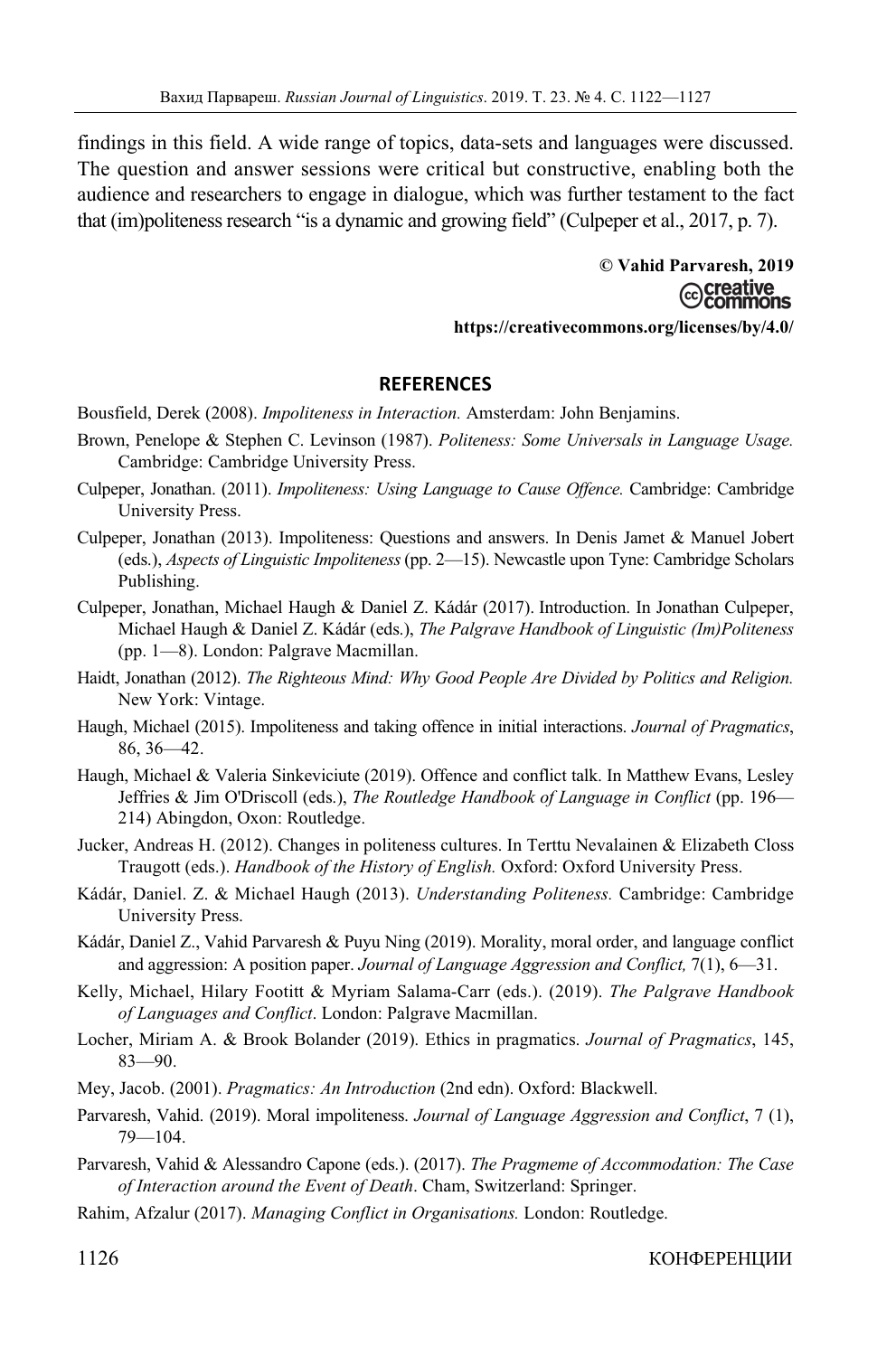findings in this field. A wide range of topics, data-sets and languages were discussed. The question and answer sessions were critical but constructive, enabling both the audience and researchers to engage in dialogue, which was further testament to the fact that (im)politeness research "is a dynamic and growing field" (Culpeper et al., 2017, p. 7).

**© Vahid Parvaresh, 2019**

creative commons

**https://creativecommons.org/licenses/by/4.0/**

## REFERENCES

Bousfield, Derek (2008). *Impoliteness in Interaction.* Amsterdam: John Benjamins.

Brown, Penelope & Stephen C. Levinson (1987). *Politeness: Some Universals in Language Usage.* Cambridge: Cambridge University Press.

Culpeper, Jonathan. (2011). *Impoliteness: Using Language to Cause Offence.* Cambridge: Cambridge University Press.

Culpeper, Jonathan (2013). Impoliteness: Questions and answers. In Denis Jamet & Manuel Jobert (eds.), *Aspects of Linguistic Impoliteness* (pp. 2—15). Newcastle upon Tyne: Cambridge Scholars Publishing.

Culpeper, Jonathan, Michael Haugh & Daniel Z. Kádár (2017). Introduction. In Jonathan Culpeper, Michael Haugh & Daniel Z. Kádár (eds.), *The Palgrave Handbook of Linguistic (Im)Politeness* (pp. 1—8). London: Palgrave Macmillan.

Haidt, Jonathan (2012). *The Righteous Mind: Why Good People Are Divided by Politics and Religion.* New York: Vintage.

Haugh, Michael (2015). Impoliteness and taking offence in initial interactions. *Journal of Pragmatics*, 86, 36—42.

Haugh, Michael & Valeria Sinkeviciute (2019). Offence and conflict talk. In Matthew Evans, Lesley Jeffries & Jim O'Driscoll (eds.), *The Routledge Handbook of Language in Conflict* (pp. 196—214) Abingdon, Oxon: Routledge.

Jucker, Andreas H. (2012). Changes in politeness cultures. In Terttu Nevalainen & Elizabeth Closs Traugott (eds.). *Handbook of the History of English.* Oxford: Oxford University Press.

Kádár, Daniel. Z. & Michael Haugh (2013). *Understanding Politeness.* Cambridge: Cambridge University Press.

Kádár, Daniel Z., Vahid Parvaresh & Puyu Ning (2019). Morality, moral order, and language conflict and aggression: A position paper. *Journal of Language Aggression and Conflict,* 7(1), 6—31.

Kelly, Michael, Hilary Footitt & Myriam Salama-Carr (eds.). (2019). *The Palgrave Handbook of Languages and Conflict*. London: Palgrave Macmillan.

Locher, Miriam A. & Brook Bolander (2019). Ethics in pragmatics. *Journal of Pragmatics*, 145, 83—90.

Mey, Jacob. (2001). *Pragmatics: An Introduction* (2nd edn). Oxford: Blackwell.

Parvaresh, Vahid. (2019). Moral impoliteness. *Journal of Language Aggression and Conflict*, 7 (1), 79—104.

Parvaresh, Vahid & Alessandro Capone (eds.). (2017). *The Pragmeme of Accommodation: The Case of Interaction around the Event of Death*. Cham, Switzerland: Springer.

Rahim, Afzalur (2017). *Managing Conflict in Organisations.* London: Routledge.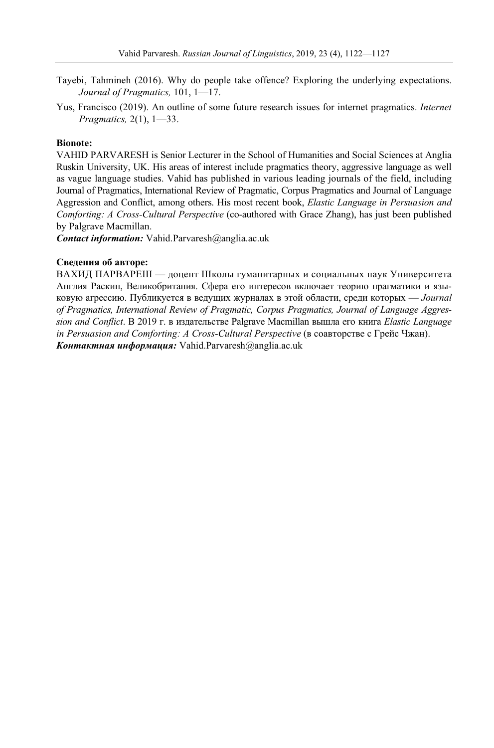Tayebi, Tahmineh (2016). Why do people take offence? Exploring the underlying expectations. *Journal of Pragmatics,* 101, 1—17.

Yus, Francisco (2019). An outline of some future research issues for internet pragmatics. *Internet Pragmatics,* 2(1), 1—33.

**Bionote:**

VAHID PARVARESH is Senior Lecturer in the School of Humanities and Social Sciences at Anglia Ruskin University, UK. His areas of interest include pragmatics theory, aggressive language as well as vague language studies. Vahid has published in various leading journals of the field, including Journal of Pragmatics, International Review of Pragmatic, Corpus Pragmatics and Journal of Language Aggression and Conflict, among others. His most recent book, *Elastic Language in Persuasion and Comforting: A Cross-Cultural Perspective* (co-authored with Grace Zhang), has just been published by Palgrave Macmillan.

***Contact information:*** Vahid.Parvaresh@anglia.ac.uk

**Сведения об авторе:**

ВАХИД ПАРВАРЕШ — доцент Школы гуманитарных и социальных наук Университета Англия Раскин, Великобритания. Сфера его интересов включает теорию прагматики и языковую агрессию. Публикуется в ведущих журналах в этой области, среди которых — *Journal of Pragmatics, International Review of Pragmatic, Corpus Pragmatics, Journal of Language Aggression and Conflict*. В 2019 г. в издательстве Palgrave Macmillan вышла его книга *Elastic Language in Persuasion and Comforting: A Cross-Cultural Perspective* (в соавторстве с Грейс Чжан).

***Контактная информация:*** Vahid.Parvaresh@anglia.ac.uk